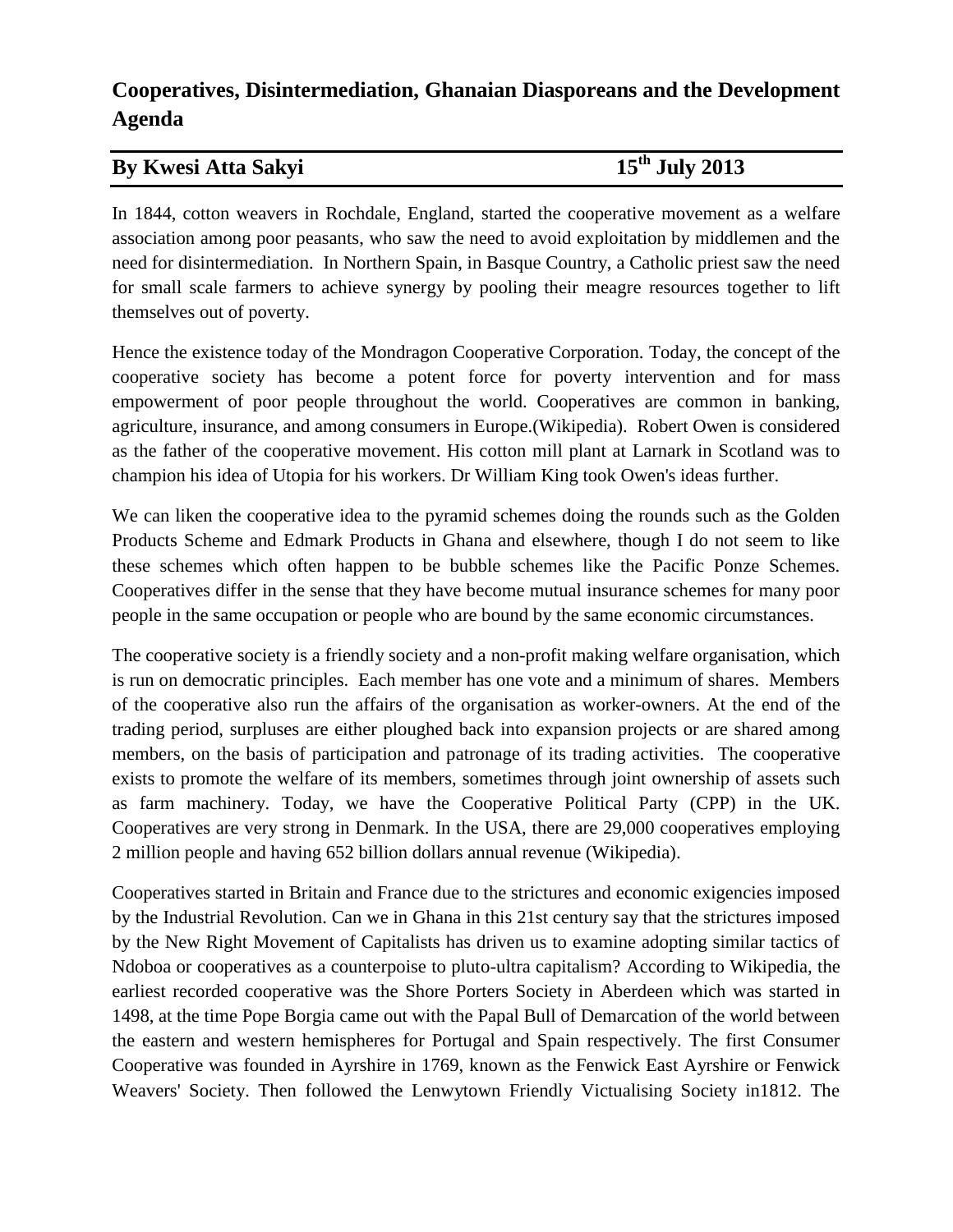# Cooperatives, Disintermediation, Ghanaian Diasporeans and the Development Agenda

**By Kwesi Atta Sakyi** **15th July 2013**

In 1844, cotton weavers in Rochdale, England, started the cooperative movement as a welfare association among poor peasants, who saw the need to avoid exploitation by middlemen and the need for disintermediation. In Northern Spain, in Basque Country, a Catholic priest saw the need for small scale farmers to achieve synergy by pooling their meagre resources together to lift themselves out of poverty.

Hence the existence today of the Mondragon Cooperative Corporation. Today, the concept of the cooperative society has become a potent force for poverty intervention and for mass empowerment of poor people throughout the world. Cooperatives are common in banking, agriculture, insurance, and among consumers in Europe.(Wikipedia). Robert Owen is considered as the father of the cooperative movement. His cotton mill plant at Larnark in Scotland was to champion his idea of Utopia for his workers. Dr William King took Owen's ideas further.

We can liken the cooperative idea to the pyramid schemes doing the rounds such as the Golden Products Scheme and Edmark Products in Ghana and elsewhere, though I do not seem to like these schemes which often happen to be bubble schemes like the Pacific Ponze Schemes. Cooperatives differ in the sense that they have become mutual insurance schemes for many poor people in the same occupation or people who are bound by the same economic circumstances.

The cooperative society is a friendly society and a non-profit making welfare organisation, which is run on democratic principles. Each member has one vote and a minimum of shares. Members of the cooperative also run the affairs of the organisation as worker-owners. At the end of the trading period, surpluses are either ploughed back into expansion projects or are shared among members, on the basis of participation and patronage of its trading activities. The cooperative exists to promote the welfare of its members, sometimes through joint ownership of assets such as farm machinery. Today, we have the Cooperative Political Party (CPP) in the UK. Cooperatives are very strong in Denmark. In the USA, there are 29,000 cooperatives employing 2 million people and having 652 billion dollars annual revenue (Wikipedia).

Cooperatives started in Britain and France due to the strictures and economic exigencies imposed by the Industrial Revolution. Can we in Ghana in this 21st century say that the strictures imposed by the New Right Movement of Capitalists has driven us to examine adopting similar tactics of Ndoboa or cooperatives as a counterpoise to pluto-ultra capitalism? According to Wikipedia, the earliest recorded cooperative was the Shore Porters Society in Aberdeen which was started in 1498, at the time Pope Borgia came out with the Papal Bull of Demarcation of the world between the eastern and western hemispheres for Portugal and Spain respectively. The first Consumer Cooperative was founded in Ayrshire in 1769, known as the Fenwick East Ayrshire or Fenwick Weavers' Society. Then followed the Lenwytown Friendly Victualising Society in1812. The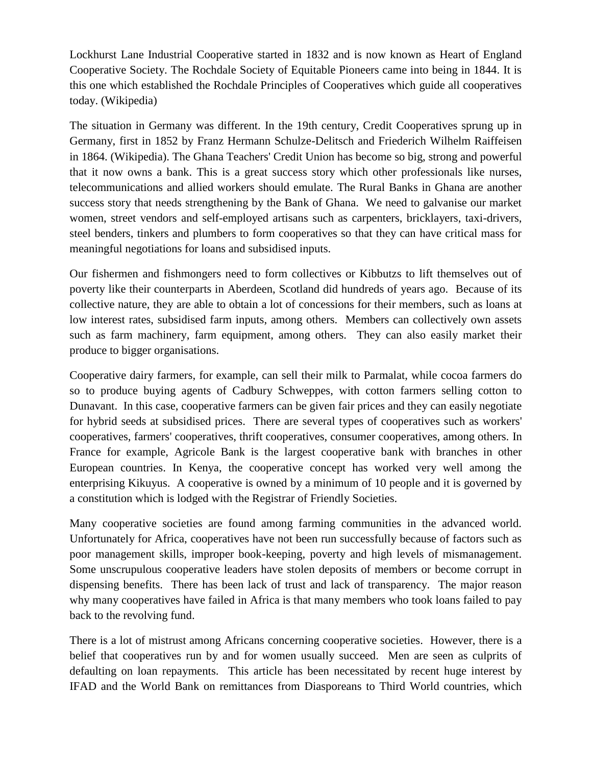Lockhurst Lane Industrial Cooperative started in 1832 and is now known as Heart of England Cooperative Society. The Rochdale Society of Equitable Pioneers came into being in 1844. It is this one which established the Rochdale Principles of Cooperatives which guide all cooperatives today. (Wikipedia)

The situation in Germany was different. In the 19th century, Credit Cooperatives sprung up in Germany, first in 1852 by Franz Hermann Schulze-Delitsch and Friederich Wilhelm Raiffeisen in 1864. (Wikipedia). The Ghana Teachers' Credit Union has become so big, strong and powerful that it now owns a bank. This is a great success story which other professionals like nurses, telecommunications and allied workers should emulate. The Rural Banks in Ghana are another success story that needs strengthening by the Bank of Ghana. We need to galvanise our market women, street vendors and self-employed artisans such as carpenters, bricklayers, taxi-drivers, steel benders, tinkers and plumbers to form cooperatives so that they can have critical mass for meaningful negotiations for loans and subsidised inputs.

Our fishermen and fishmongers need to form collectives or Kibbutzs to lift themselves out of poverty like their counterparts in Aberdeen, Scotland did hundreds of years ago. Because of its collective nature, they are able to obtain a lot of concessions for their members, such as loans at low interest rates, subsidised farm inputs, among others. Members can collectively own assets such as farm machinery, farm equipment, among others. They can also easily market their produce to bigger organisations.

Cooperative dairy farmers, for example, can sell their milk to Parmalat, while cocoa farmers do so to produce buying agents of Cadbury Schweppes, with cotton farmers selling cotton to Dunavant. In this case, cooperative farmers can be given fair prices and they can easily negotiate for hybrid seeds at subsidised prices. There are several types of cooperatives such as workers' cooperatives, farmers' cooperatives, thrift cooperatives, consumer cooperatives, among others. In France for example, Agricole Bank is the largest cooperative bank with branches in other European countries. In Kenya, the cooperative concept has worked very well among the enterprising Kikuyus. A cooperative is owned by a minimum of 10 people and it is governed by a constitution which is lodged with the Registrar of Friendly Societies.

Many cooperative societies are found among farming communities in the advanced world. Unfortunately for Africa, cooperatives have not been run successfully because of factors such as poor management skills, improper book-keeping, poverty and high levels of mismanagement. Some unscrupulous cooperative leaders have stolen deposits of members or become corrupt in dispensing benefits. There has been lack of trust and lack of transparency. The major reason why many cooperatives have failed in Africa is that many members who took loans failed to pay back to the revolving fund.

There is a lot of mistrust among Africans concerning cooperative societies. However, there is a belief that cooperatives run by and for women usually succeed. Men are seen as culprits of defaulting on loan repayments. This article has been necessitated by recent huge interest by IFAD and the World Bank on remittances from Diasporeans to Third World countries, which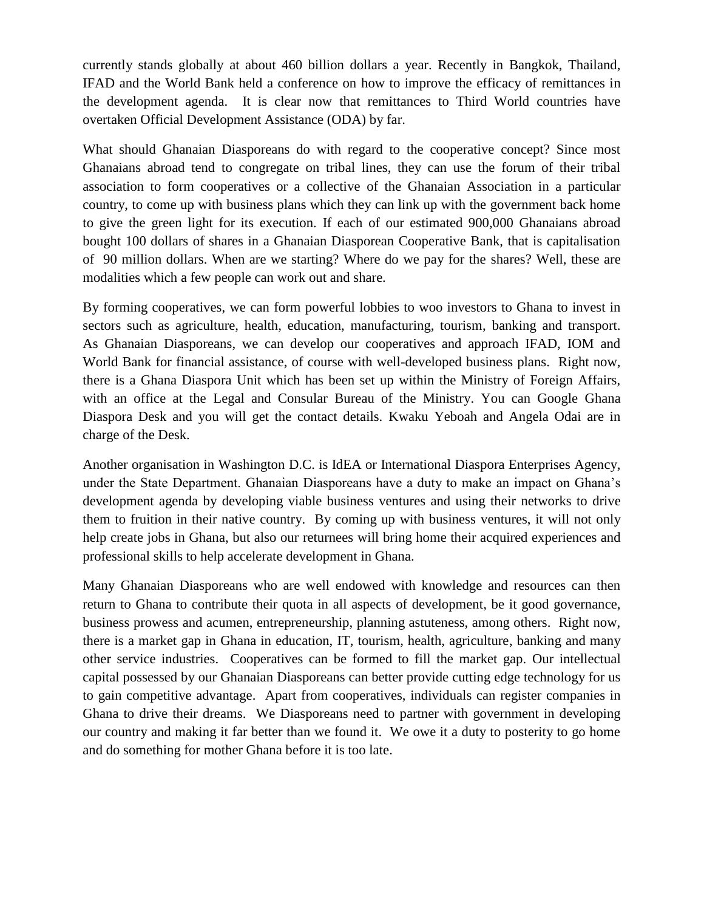currently stands globally at about 460 billion dollars a year. Recently in Bangkok, Thailand, IFAD and the World Bank held a conference on how to improve the efficacy of remittances in the development agenda. It is clear now that remittances to Third World countries have overtaken Official Development Assistance (ODA) by far.

What should Ghanaian Diasporeans do with regard to the cooperative concept? Since most Ghanaians abroad tend to congregate on tribal lines, they can use the forum of their tribal association to form cooperatives or a collective of the Ghanaian Association in a particular country, to come up with business plans which they can link up with the government back home to give the green light for its execution. If each of our estimated 900,000 Ghanaians abroad bought 100 dollars of shares in a Ghanaian Diasporean Cooperative Bank, that is capitalisation of 90 million dollars. When are we starting? Where do we pay for the shares? Well, these are modalities which a few people can work out and share.

By forming cooperatives, we can form powerful lobbies to woo investors to Ghana to invest in sectors such as agriculture, health, education, manufacturing, tourism, banking and transport. As Ghanaian Diasporeans, we can develop our cooperatives and approach IFAD, IOM and World Bank for financial assistance, of course with well-developed business plans. Right now, there is a Ghana Diaspora Unit which has been set up within the Ministry of Foreign Affairs, with an office at the Legal and Consular Bureau of the Ministry. You can Google Ghana Diaspora Desk and you will get the contact details. Kwaku Yeboah and Angela Odai are in charge of the Desk.

Another organisation in Washington D.C. is IdEA or International Diaspora Enterprises Agency, under the State Department. Ghanaian Diasporeans have a duty to make an impact on Ghana's development agenda by developing viable business ventures and using their networks to drive them to fruition in their native country. By coming up with business ventures, it will not only help create jobs in Ghana, but also our returnees will bring home their acquired experiences and professional skills to help accelerate development in Ghana.

Many Ghanaian Diasporeans who are well endowed with knowledge and resources can then return to Ghana to contribute their quota in all aspects of development, be it good governance, business prowess and acumen, entrepreneurship, planning astuteness, among others. Right now, there is a market gap in Ghana in education, IT, tourism, health, agriculture, banking and many other service industries. Cooperatives can be formed to fill the market gap. Our intellectual capital possessed by our Ghanaian Diasporeans can better provide cutting edge technology for us to gain competitive advantage. Apart from cooperatives, individuals can register companies in Ghana to drive their dreams. We Diasporeans need to partner with government in developing our country and making it far better than we found it. We owe it a duty to posterity to go home and do something for mother Ghana before it is too late.